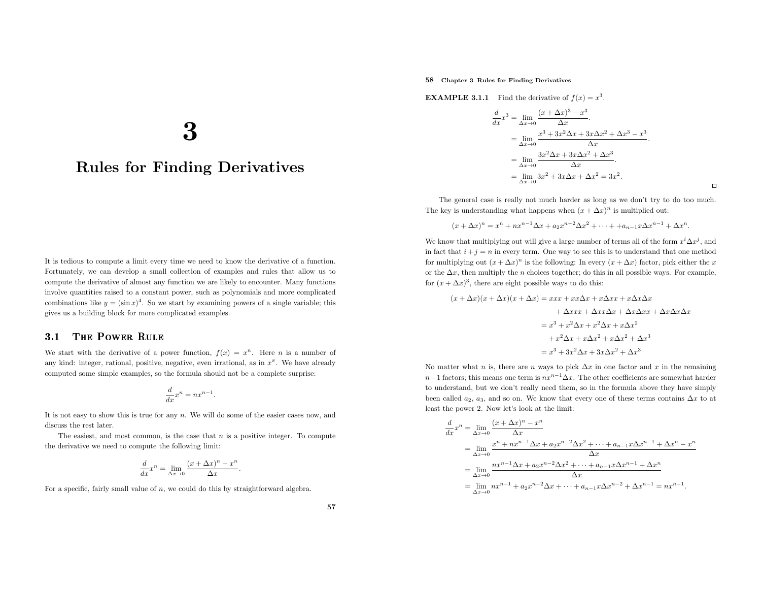# 3

# Rules for Finding Derivatives

It is tedious to compute a limit every time we need to know the derivative of a function. Fortunately, we can develop a small collection of examples and rules that allow us to compute the derivative of almost any function we are likely to encounter. Many functions involve quantities raised to a constant power, such as polynomials and more complicated combinations like $y = (\sin x)^4$. So we start by examining powers of a single variable; this gives us a building block for more complicated examples.

## 3.1 The Power Rule

We start with the derivative of a power function, $f(x) = x^n$. Here $n$ is a number of any kind: integer, rational, positive, negative, even irrational, as in $x^\pi$. We have already computed some simple examples, so the formula should not be a complete surprise:

$$\frac{d}{dx}x^n = nx^{n-1}.$$

It is not easy to show this is true for any $n$. We will do some of the easier cases now, and discuss the rest later.

The easiest, and most common, is the case that $n$ is a positive integer. To compute the derivative we need to compute the following limit:

$$\frac{d}{dx}x^n = \lim_{\Delta x \to 0} \frac{(x + \Delta x)^n - x^n}{\Delta x}.$$

For a specific, fairly small value of $n$, we could do this by straightforward algebra.

**EXAMPLE 3.1.1** Find the derivative of $f(x) = x^3$.

$$\begin{aligned}
\frac{d}{dx}x^3 &= \lim_{\Delta x \to 0} \frac{(x + \Delta x)^3 - x^3}{\Delta x}. \\
&= \lim_{\Delta x \to 0} \frac{x^3 + 3x^2\Delta x + 3x\Delta x^2 + \Delta x^3 - x^3}{\Delta x}. \\
&= \lim_{\Delta x \to 0} \frac{3x^2\Delta x + 3x\Delta x^2 + \Delta x^3}{\Delta x}. \\
&= \lim_{\Delta x \to 0} 3x^2 + 3x\Delta x + \Delta x^2 = 3x^2.
\end{aligned}$$

□

The general case is really not much harder as long as we don't try to do too much. The key is understanding what happens when $(x + \Delta x)^n$ is multiplied out:

$$(x + \Delta x)^n = x^n + nx^{n-1}\Delta x + a_2 x^{n-2}\Delta x^2 + \cdots + + a_{n-1}x\Delta x^{n-1} + \Delta x^n.$$

We know that multiplying out will give a large number of terms all of the form $x^i \Delta x^j$, and in fact that $i + j = n$ in every term. One way to see this is to understand that one method for multiplying out $(x + \Delta x)^n$ is the following: In every $(x + \Delta x)$ factor, pick either the $x$ or the $\Delta x$, then multiply the $n$ choices together; do this in all possible ways. For example, for $(x + \Delta x)^3$, there are eight possible ways to do this:

$$\begin{aligned}
(x + \Delta x)(x + \Delta x)(x + \Delta x) &= xxx + xx\Delta x + x\Delta x x + x\Delta x\Delta x \\
&\quad + \Delta x xx + \Delta x x\Delta x + \Delta x\Delta x x + \Delta x\Delta x\Delta x \\
&= x^3 + x^2\Delta x + x^2\Delta x + x\Delta x^2 \\
&\quad + x^2\Delta x + x\Delta x^2 + x\Delta x^2 + \Delta x^3 \\
&= x^3 + 3x^2\Delta x + 3x\Delta x^2 + \Delta x^3
\end{aligned}$$

No matter what $n$ is, there are $n$ ways to pick $\Delta x$ in one factor and $x$ in the remaining $n-1$ factors; this means one term is $nx^{n-1}\Delta x$. The other coefficients are somewhat harder to understand, but we don't really need them, so in the formula above they have simply been called $a_2$, $a_3$, and so on. We know that every one of these terms contains $\Delta x$ to at least the power 2. Now let's look at the limit:

$$\begin{aligned}
\frac{d}{dx}x^n &= \lim_{\Delta x \to 0} \frac{(x + \Delta x)^n - x^n}{\Delta x} \\
&= \lim_{\Delta x \to 0} \frac{x^n + nx^{n-1}\Delta x + a_2 x^{n-2}\Delta x^2 + \cdots + a_{n-1}x\Delta x^{n-1} + \Delta x^n - x^n}{\Delta x} \\
&= \lim_{\Delta x \to 0} \frac{nx^{n-1}\Delta x + a_2 x^{n-2}\Delta x^2 + \cdots + a_{n-1}x\Delta x^{n-1} + \Delta x^n}{\Delta x} \\
&= \lim_{\Delta x \to 0} nx^{n-1} + a_2 x^{n-2}\Delta x + \cdots + a_{n-1}x\Delta x^{n-2} + \Delta x^{n-1} = nx^{n-1}.
\end{aligned}$$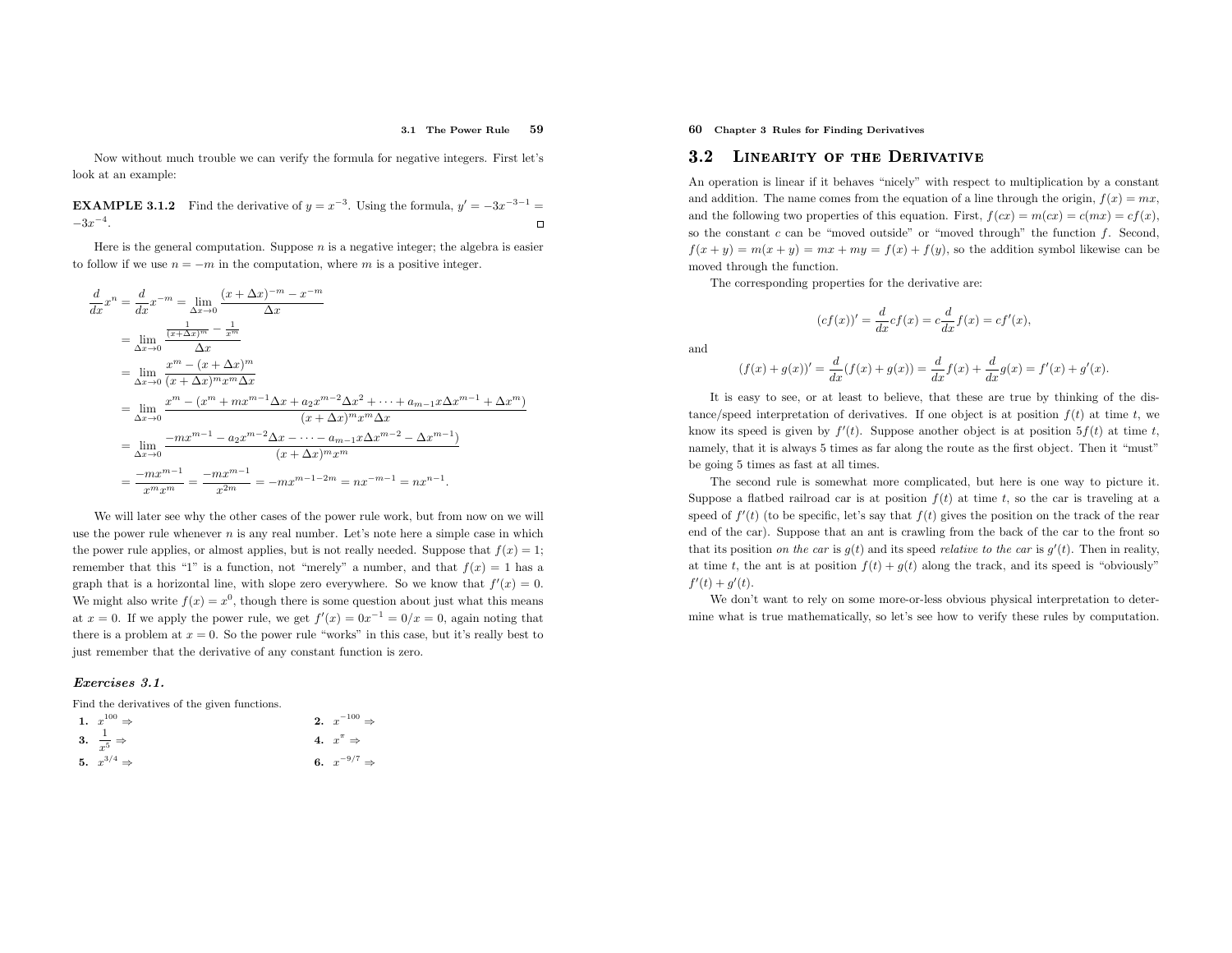Now without much trouble we can verify the formula for negative integers. First let's look at an example:

**EXAMPLE 3.1.2** Find the derivative of $y = x^{-3}$. Using the formula, $y' = -3x^{-3-1} = -3x^{-4}$. □

Here is the general computation. Suppose $n$ is a negative integer; the algebra is easier to follow if we use $n = -m$ in the computation, where $m$ is a positive integer.

$$
\begin{aligned}
\frac{d}{dx}x^n = \frac{d}{dx}x^{-m} &= \lim_{\Delta x \to 0} \frac{(x+\Delta x)^{-m} - x^{-m}}{\Delta x} \\
&= \lim_{\Delta x \to 0} \frac{\frac{1}{(x+\Delta x)^m} - \frac{1}{x^m}}{\Delta x} \\
&= \lim_{\Delta x \to 0} \frac{x^m - (x+\Delta x)^m}{(x+\Delta x)^m x^m \Delta x} \\
&= \lim_{\Delta x \to 0} \frac{x^m - (x^m + mx^{m-1}\Delta x + a_2 x^{m-2}\Delta x^2 + \cdots + a_{m-1}x\Delta x^{m-1} + \Delta x^m)}{(x+\Delta x)^m x^m \Delta x} \\
&= \lim_{\Delta x \to 0} \frac{-mx^{m-1} - a_2 x^{m-2}\Delta x - \cdots - a_{m-1}x\Delta x^{m-2} - \Delta x^{m-1})}{(x+\Delta x)^m x^m} \\
&= \frac{-mx^{m-1}}{x^m x^m} = \frac{-mx^{m-1}}{x^{2m}} = -mx^{m-1-2m} = nx^{-m-1} = nx^{n-1}.
\end{aligned}
$$

We will later see why the other cases of the power rule work, but from now on we will use the power rule whenever $n$ is any real number. Let's note here a simple case in which the power rule applies, or almost applies, but is not really needed. Suppose that $f(x) = 1$; remember that this "1" is a function, not "merely" a number, and that $f(x) = 1$ has a graph that is a horizontal line, with slope zero everywhere. So we know that $f'(x) = 0$. We might also write $f(x) = x^0$, though there is some question about just what this means at $x = 0$. If we apply the power rule, we get $f'(x) = 0x^{-1} = 0/x = 0$, again noting that there is a problem at $x = 0$. So the power rule "works" in this case, but it's really best to just remember that the derivative of any constant function is zero.

### *Exercises 3.1.*

Find the derivatives of the given functions.

**1.** $x^{100}$ ⇒

**2.** $x^{-100}$ ⇒

**3.** $\dfrac{1}{x^5}$ ⇒

**4.** $x^{\pi}$ ⇒

**5.** $x^{3/4}$ ⇒

**6.** $x^{-9/7}$ ⇒

## 3.2 Linearity of the Derivative

An operation is linear if it behaves "nicely" with respect to multiplication by a constant and addition. The name comes from the equation of a line through the origin, $f(x) = mx$, and the following two properties of this equation. First, $f(cx) = m(cx) = c(mx) = cf(x)$, so the constant $c$ can be "moved outside" or "moved through" the function $f$. Second, $f(x+y) = m(x+y) = mx + my = f(x) + f(y)$, so the addition symbol likewise can be moved through the function.

The corresponding properties for the derivative are:

$$(cf(x))' = \frac{d}{dx}cf(x) = c\frac{d}{dx}f(x) = cf'(x),$$

and

$$(f(x) + g(x))' = \frac{d}{dx}(f(x) + g(x)) = \frac{d}{dx}f(x) + \frac{d}{dx}g(x) = f'(x) + g'(x).$$

It is easy to see, or at least to believe, that these are true by thinking of the distance/speed interpretation of derivatives. If one object is at position $f(t)$ at time $t$, we know its speed is given by $f'(t)$. Suppose another object is at position $5f(t)$ at time $t$, namely, that it is always 5 times as far along the route as the first object. Then it "must" be going 5 times as fast at all times.

The second rule is somewhat more complicated, but here is one way to picture it. Suppose a flatbed railroad car is at position $f(t)$ at time $t$, so the car is traveling at a speed of $f'(t)$ (to be specific, let's say that $f(t)$ gives the position on the track of the rear end of the car). Suppose that an ant is crawling from the back of the car to the front so that its position *on the car* is $g(t)$ and its speed *relative to the car* is $g'(t)$. Then in reality, at time $t$, the ant is at position $f(t) + g(t)$ along the track, and its speed is "obviously" $f'(t) + g'(t)$.

We don't want to rely on some more-or-less obvious physical interpretation to determine what is true mathematically, so let's see how to verify these rules by computation.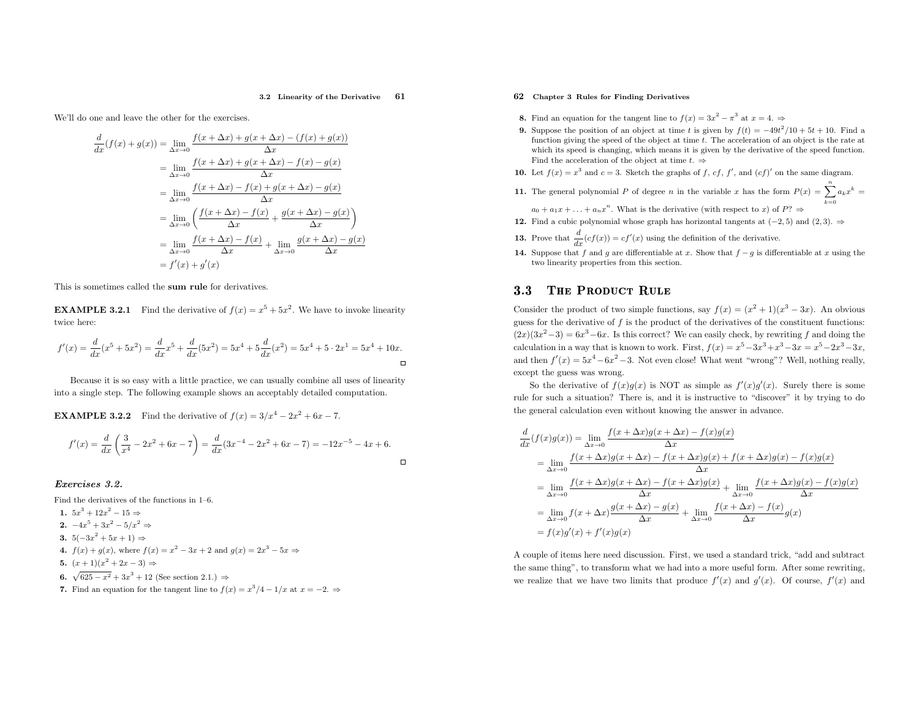We'll do one and leave the other for the exercises.

$$
\begin{aligned}
\frac{d}{dx}(f(x)+g(x)) &= \lim_{\Delta x\to 0} \frac{f(x+\Delta x)+g(x+\Delta x)-(f(x)+g(x))}{\Delta x} \\
&= \lim_{\Delta x\to 0} \frac{f(x+\Delta x)+g(x+\Delta x)-f(x)-g(x)}{\Delta x} \\
&= \lim_{\Delta x\to 0} \frac{f(x+\Delta x)-f(x)+g(x+\Delta x)-g(x)}{\Delta x} \\
&= \lim_{\Delta x\to 0} \left( \frac{f(x+\Delta x)-f(x)}{\Delta x} + \frac{g(x+\Delta x)-g(x)}{\Delta x} \right) \\
&= \lim_{\Delta x\to 0} \frac{f(x+\Delta x)-f(x)}{\Delta x} + \lim_{\Delta x\to 0} \frac{g(x+\Delta x)-g(x)}{\Delta x} \\
&= f'(x)+g'(x)
\end{aligned}
$$

This is sometimes called the **sum rule** for derivatives.

**EXAMPLE 3.2.1** Find the derivative of $f(x) = x^5 + 5x^2$. We have to invoke linearity twice here:

$$
f'(x) = \frac{d}{dx}(x^5+5x^2) = \frac{d}{dx}x^5 + \frac{d}{dx}(5x^2) = 5x^4 + 5\frac{d}{dx}(x^2) = 5x^4 + 5\cdot 2x^1 = 5x^4 + 10x.
$$

Because it is so easy with a little practice, we can usually combine all uses of linearity into a single step. The following example shows an acceptably detailed computation.

**EXAMPLE 3.2.2** Find the derivative of $f(x) = 3/x^4 - 2x^2 + 6x - 7$.

$$
f'(x) = \frac{d}{dx}\left(\frac{3}{x^4} - 2x^2 + 6x - 7\right) = \frac{d}{dx}(3x^{-4} - 2x^2 + 6x - 7) = -12x^{-5} - 4x + 6.
$$

### *Exercises 3.2.*

Find the derivatives of the functions in 1–6.

1. $5x^3 + 12x^2 - 15$ ⇒
2. $-4x^5 + 3x^2 - 5/x^2$ ⇒
3. $5(-3x^2 + 5x + 1)$ ⇒
4. $f(x) + g(x)$, where $f(x) = x^2 - 3x + 2$ and $g(x) = 2x^3 - 5x$ ⇒
5. $(x+1)(x^2 + 2x - 3)$ ⇒
6. $\sqrt{625 - x^2} + 3x^3 + 12$ (See section 2.1.) ⇒
7. Find an equation for the tangent line to $f(x) = x^3/4 - 1/x$ at $x = -2$. ⇒
8. Find an equation for the tangent line to $f(x) = 3x^2 - \pi^3$ at $x = 4$. ⇒
9. Suppose the position of an object at time $t$ is given by $f(t) = -49t^2/10 + 5t + 10$. Find a function giving the speed of the object at time $t$. The acceleration of an object is the rate at which its speed is changing, which means it is given by the derivative of the speed function. Find the acceleration of the object at time $t$. ⇒
10. Let $f(x) = x^3$ and $c = 3$. Sketch the graphs of $f$, $cf$, $f'$, and $(cf)'$ on the same diagram.
11. The general polynomial $P$ of degree $n$ in the variable $x$ has the form $P(x) = \sum_{k=0}^{n} a_k x^k = a_0 + a_1 x + \ldots + a_n x^n$. What is the derivative (with respect to $x$) of $P$? ⇒
12. Find a cubic polynomial whose graph has horizontal tangents at $(-2, 5)$ and $(2, 3)$. ⇒
13. Prove that $\frac{d}{dx}(cf(x)) = cf'(x)$ using the definition of the derivative.
14. Suppose that $f$ and $g$ are differentiable at $x$. Show that $f - g$ is differentiable at $x$ using the two linearity properties from this section.

## 3.3 The Product Rule

Consider the product of two simple functions, say $f(x) = (x^2+1)(x^3-3x)$. An obvious guess for the derivative of $f$ is the product of the derivatives of the constituent functions: $(2x)(3x^2-3) = 6x^3 - 6x$. Is this correct? We can easily check, by rewriting $f$ and doing the calculation in a way that is known to work. First, $f(x) = x^5 - 3x^3 + x^3 - 3x = x^5 - 2x^3 - 3x$, and then $f'(x) = 5x^4 - 6x^2 - 3$. Not even close! What went "wrong"? Well, nothing really, except the guess was wrong.

So the derivative of $f(x)g(x)$ is NOT as simple as $f'(x)g'(x)$. Surely there is some rule for such a situation? There is, and it is instructive to "discover" it by trying to do the general calculation even without knowing the answer in advance.

$$
\begin{aligned}
\frac{d}{dx}(f(x)g(x)) &= \lim_{\Delta x\to 0} \frac{f(x+\Delta x)g(x+\Delta x) - f(x)g(x)}{\Delta x} \\
&= \lim_{\Delta x\to 0} \frac{f(x+\Delta x)g(x+\Delta x) - f(x+\Delta x)g(x) + f(x+\Delta x)g(x) - f(x)g(x)}{\Delta x} \\
&= \lim_{\Delta x\to 0} \frac{f(x+\Delta x)g(x+\Delta x) - f(x+\Delta x)g(x)}{\Delta x} + \lim_{\Delta x\to 0} \frac{f(x+\Delta x)g(x) - f(x)g(x)}{\Delta x} \\
&= \lim_{\Delta x\to 0} f(x+\Delta x)\frac{g(x+\Delta x) - g(x)}{\Delta x} + \lim_{\Delta x\to 0} \frac{f(x+\Delta x) - f(x)}{\Delta x} g(x) \\
&= f(x)g'(x) + f'(x)g(x)
\end{aligned}
$$

A couple of items here need discussion. First, we used a standard trick, "add and subtract the same thing", to transform what we had into a more useful form. After some rewriting, we realize that we have two limits that produce $f'(x)$ and $g'(x)$. Of course, $f'(x)$ and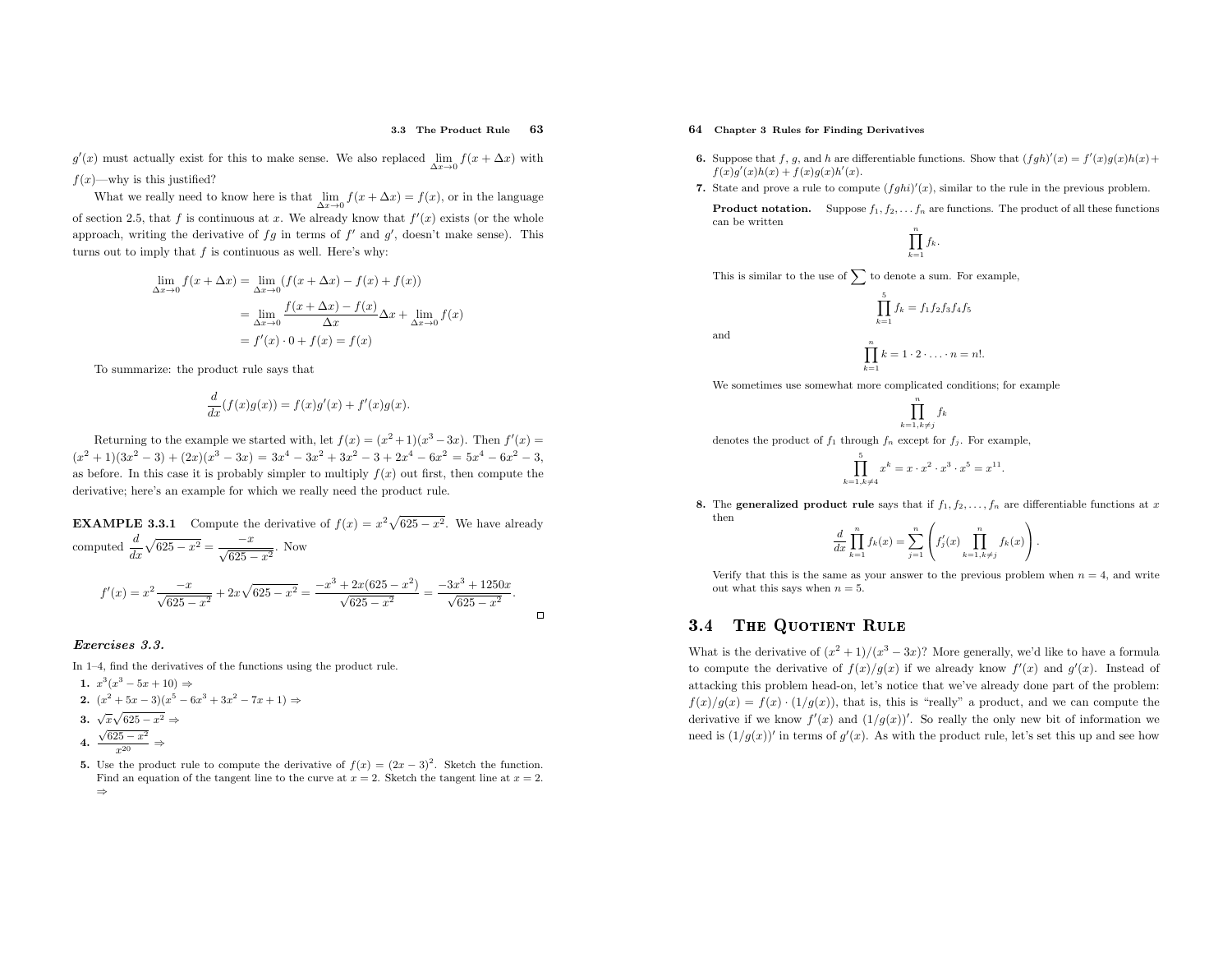$g'(x)$ must actually exist for this to make sense. We also replaced $\lim_{\Delta x \to 0} f(x + \Delta x)$ with $f(x)$—why is this justified?

What we really need to know here is that $\lim_{\Delta x \to 0} f(x + \Delta x) = f(x)$, or in the language of section 2.5, that $f$ is continuous at $x$. We already know that $f'(x)$ exists (or the whole approach, writing the derivative of $fg$ in terms of $f'$ and $g'$, doesn't make sense). This turns out to imply that $f$ is continuous as well. Here's why:

$$\begin{aligned}
\lim_{\Delta x \to 0} f(x + \Delta x) &= \lim_{\Delta x \to 0} (f(x + \Delta x) - f(x) + f(x)) \\
&= \lim_{\Delta x \to 0} \frac{f(x + \Delta x) - f(x)}{\Delta x} \Delta x + \lim_{\Delta x \to 0} f(x) \\
&= f'(x) \cdot 0 + f(x) = f(x)
\end{aligned}$$

To summarize: the product rule says that

$$\frac{d}{dx}(f(x)g(x)) = f(x)g'(x) + f'(x)g(x).$$

Returning to the example we started with, let $f(x) = (x^2+1)(x^3-3x)$. Then $f'(x) = (x^2+1)(3x^2-3) + (2x)(x^3-3x) = 3x^4 - 3x^2 + 3x^2 - 3 + 2x^4 - 6x^2 = 5x^4 - 6x^2 - 3$, as before. In this case it is probably simpler to multiply $f(x)$ out first, then compute the derivative; here's an example for which we really need the product rule.

**EXAMPLE 3.3.1** Compute the derivative of $f(x) = x^2\sqrt{625 - x^2}$. We have already computed $\frac{d}{dx}\sqrt{625 - x^2} = \frac{-x}{\sqrt{625 - x^2}}$. Now

$$f'(x) = x^2 \frac{-x}{\sqrt{625 - x^2}} + 2x\sqrt{625 - x^2} = \frac{-x^3 + 2x(625 - x^2)}{\sqrt{625 - x^2}} = \frac{-3x^3 + 1250x}{\sqrt{625 - x^2}}.$$

□

***Exercises 3.3.***

In 1–4, find the derivatives of the functions using the product rule.

**1.** $x^3(x^3 - 5x + 10)$ ⇒

**2.** $(x^2 + 5x - 3)(x^5 - 6x^3 + 3x^2 - 7x + 1)$ ⇒

**3.** $\sqrt{x}\sqrt{625 - x^2}$ ⇒

**4.** $\frac{\sqrt{625 - x^2}}{x^{20}}$ ⇒

**5.** Use the product rule to compute the derivative of $f(x) = (2x - 3)^2$. Sketch the function. Find an equation of the tangent line to the curve at $x = 2$. Sketch the tangent line at $x = 2$. ⇒

**6.** Suppose that $f$, $g$, and $h$ are differentiable functions. Show that $(fgh)'(x) = f'(x)g(x)h(x) + f(x)g'(x)h(x) + f(x)g(x)h'(x)$.

**7.** State and prove a rule to compute $(fghi)'(x)$, similar to the rule in the previous problem.

**Product notation.** Suppose $f_1, f_2, \ldots f_n$ are functions. The product of all these functions can be written

$$\prod_{k=1}^{n} f_k.$$

This is similar to the use of $\sum$ to denote a sum. For example,

$$\prod_{k=1}^{5} f_k = f_1 f_2 f_3 f_4 f_5$$

and

$$\prod_{k=1}^{n} k = 1 \cdot 2 \cdot \ldots \cdot n = n!.$$

We sometimes use somewhat more complicated conditions; for example

$$\prod_{k=1, k\neq j}^{n} f_k$$

denotes the product of $f_1$ through $f_n$ except for $f_j$. For example,

$$\prod_{k=1, k\neq 4}^{5} x^k = x \cdot x^2 \cdot x^3 \cdot x^5 = x^{11}.$$

**8.** The **generalized product rule** says that if $f_1, f_2, \ldots, f_n$ are differentiable functions at $x$ then

$$\frac{d}{dx}\prod_{k=1}^{n} f_k(x) = \sum_{j=1}^{n}\left(f'_j(x) \prod_{k=1, k\neq j}^{n} f_k(x)\right).$$

Verify that this is the same as your answer to the previous problem when $n = 4$, and write out what this says when $n = 5$.

## 3.4 The Quotient Rule

What is the derivative of $(x^2 + 1)/(x^3 - 3x)$? More generally, we'd like to have a formula to compute the derivative of $f(x)/g(x)$ if we already know $f'(x)$ and $g'(x)$. Instead of attacking this problem head-on, let's notice that we've already done part of the problem: $f(x)/g(x) = f(x) \cdot (1/g(x))$, that is, this is "really" a product, and we can compute the derivative if we know $f'(x)$ and $(1/g(x))'$. So really the only new bit of information we need is $(1/g(x))'$ in terms of $g'(x)$. As with the product rule, let's set this up and see how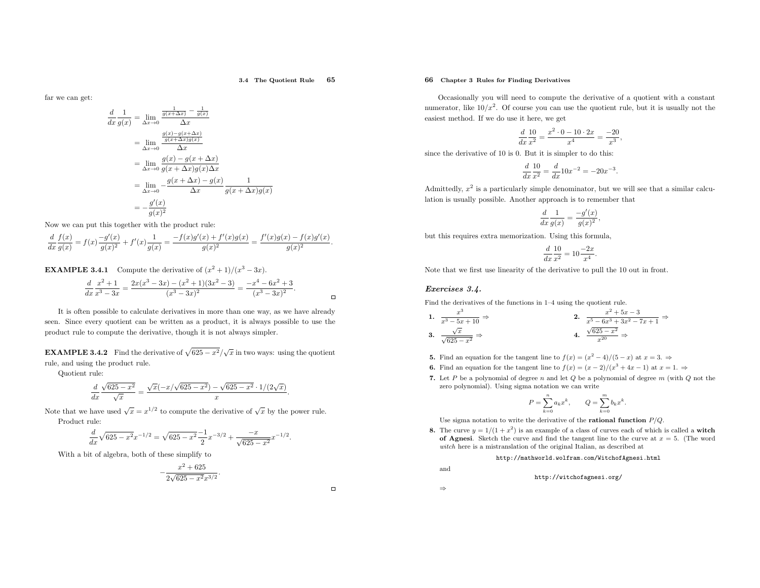far we can get:

$$
\begin{aligned}
\frac{d}{dx}\frac{1}{g(x)} &= \lim_{\Delta x\to 0} \frac{\frac{1}{g(x+\Delta x)} - \frac{1}{g(x)}}{\Delta x} \\
&= \lim_{\Delta x\to 0} \frac{\frac{g(x)-g(x+\Delta x)}{g(x+\Delta x)g(x)}}{\Delta x} \\
&= \lim_{\Delta x\to 0} \frac{g(x)-g(x+\Delta x)}{g(x+\Delta x)g(x)\Delta x} \\
&= \lim_{\Delta x\to 0} -\frac{g(x+\Delta x)-g(x)}{\Delta x}\frac{1}{g(x+\Delta x)g(x)} \\
&= -\frac{g'(x)}{g(x)^2}
\end{aligned}
$$

Now we can put this together with the product rule:

$$
\frac{d}{dx}\frac{f(x)}{g(x)} = f(x)\frac{-g'(x)}{g(x)^2} + f'(x)\frac{1}{g(x)} = \frac{-f(x)g'(x)+f'(x)g(x)}{g(x)^2} = \frac{f'(x)g(x)-f(x)g'(x)}{g(x)^2}.
$$

**EXAMPLE 3.4.1** Compute the derivative of $(x^2+1)/(x^3-3x)$.

$$
\frac{d}{dx}\frac{x^2+1}{x^3-3x} = \frac{2x(x^3-3x)-(x^2+1)(3x^2-3)}{(x^3-3x)^2} = \frac{-x^4-6x^2+3}{(x^3-3x)^2}.
$$

It is often possible to calculate derivatives in more than one way, as we have already seen. Since every quotient can be written as a product, it is always possible to use the product rule to compute the derivative, though it is not always simpler.

**EXAMPLE 3.4.2** Find the derivative of $\sqrt{625-x^2}/\sqrt{x}$ in two ways: using the quotient rule, and using the product rule.

Quotient rule:

$$
\frac{d}{dx}\frac{\sqrt{625-x^2}}{\sqrt{x}} = \frac{\sqrt{x}(-x/\sqrt{625-x^2}) - \sqrt{625-x^2}\cdot 1/(2\sqrt{x})}{x}.
$$

Note that we have used $\sqrt{x}=x^{1/2}$ to compute the derivative of $\sqrt{x}$ by the power rule.

Product rule:

$$
\frac{d}{dx}\sqrt{625-x^2}\,x^{-1/2} = \sqrt{625-x^2}\frac{-1}{2}x^{-3/2} + \frac{-x}{\sqrt{625-x^2}}x^{-1/2}.
$$

With a bit of algebra, both of these simplify to

$$
-\frac{x^2+625}{2\sqrt{625-x^2}\,x^{3/2}}.
$$

Occasionally you will need to compute the derivative of a quotient with a constant numerator, like $10/x^2$. Of course you can use the quotient rule, but it is usually not the easiest method. If we do use it here, we get

$$
\frac{d}{dx}\frac{10}{x^2} = \frac{x^2\cdot 0 - 10\cdot 2x}{x^4} = \frac{-20}{x^3},
$$

since the derivative of 10 is 0. But it is simpler to do this:

$$
\frac{d}{dx}\frac{10}{x^2} = \frac{d}{dx}10x^{-2} = -20x^{-3}.
$$

Admittedly, $x^2$ is a particularly simple denominator, but we will see that a similar calculation is usually possible. Another approach is to remember that

$$
\frac{d}{dx}\frac{1}{g(x)} = \frac{-g'(x)}{g(x)^2},
$$

but this requires extra memorization. Using this formula,

$$
\frac{d}{dx}\frac{10}{x^2} = 10\frac{-2x}{x^4}.
$$

Note that we first use linearity of the derivative to pull the 10 out in front.

### *Exercises 3.4.*

Find the derivatives of the functions in 1–4 using the quotient rule.

**1.** $\dfrac{x^3}{x^3-5x+10}$ ⇒

**2.** $\dfrac{x^2+5x-3}{x^5-6x^3+3x^2-7x+1}$ ⇒

**3.** $\dfrac{\sqrt{x}}{\sqrt{625-x^2}}$ ⇒

**4.** $\dfrac{\sqrt{625-x^2}}{x^{20}}$ ⇒

**5.** Find an equation for the tangent line to $f(x)=(x^2-4)/(5-x)$ at $x=3$. ⇒

**6.** Find an equation for the tangent line to $f(x)=(x-2)/(x^3+4x-1)$ at $x=1$. ⇒

**7.** Let $P$ be a polynomial of degree $n$ and let $Q$ be a polynomial of degree $m$ (with $Q$ not the zero polynomial). Using sigma notation we can write

$$
P = \sum_{k=0}^{n} a_k x^k, \qquad Q = \sum_{k=0}^{m} b_k x^k.
$$

Use sigma notation to write the derivative of the **rational function** $P/Q$.

**8.** The curve $y=1/(1+x^2)$ is an example of a class of curves each of which is called a **witch of Agnesi**. Sketch the curve and find the tangent line to the curve at $x=5$. (The word *witch* here is a mistranslation of the original Italian, as described at

`http://mathworld.wolfram.com/WitchofAgnesi.html`

and

`http://witchofagnesi.org/`

⇒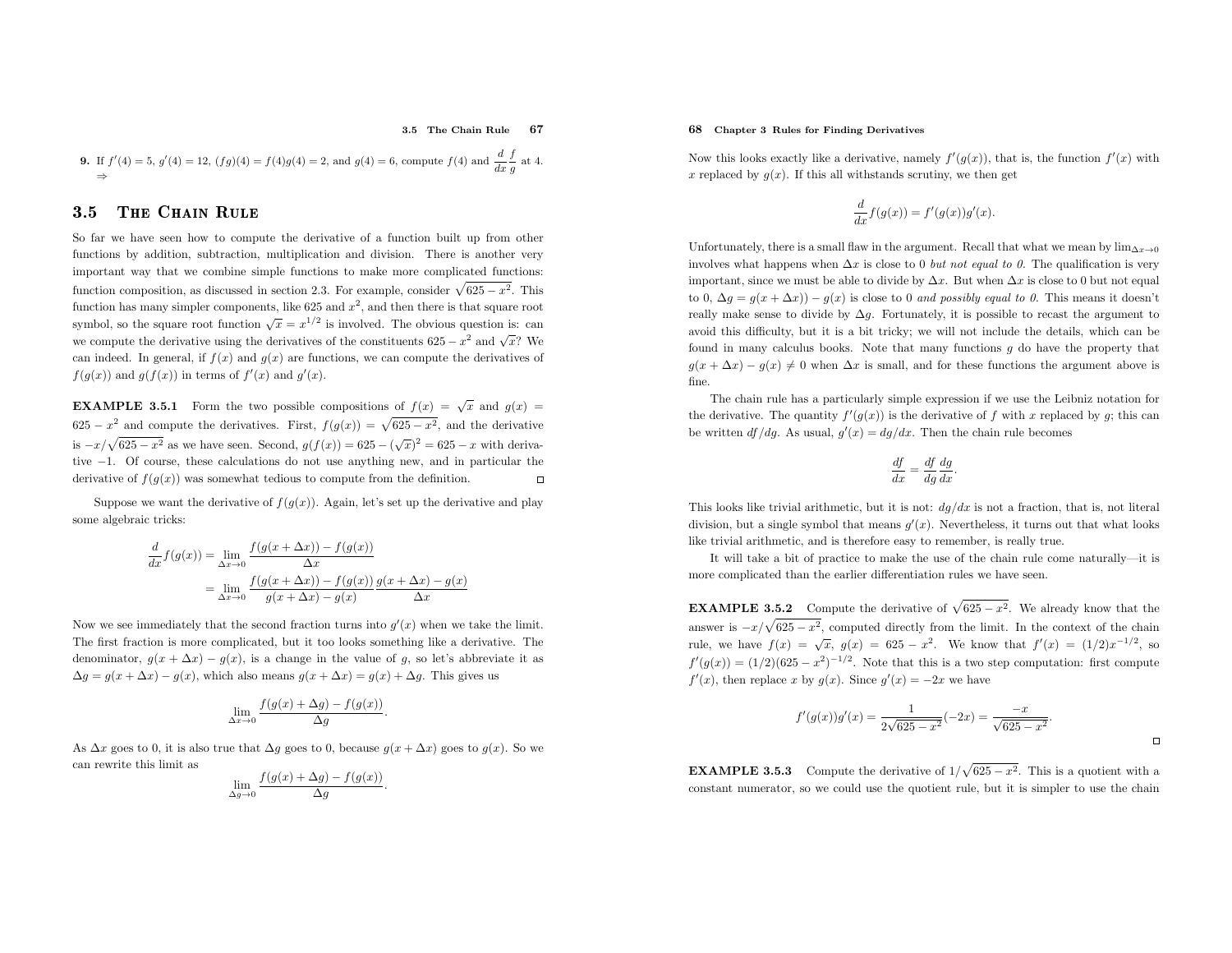**9.** If $f'(4) = 5$, $g'(4) = 12$, $(fg)(4) = f(4)g(4) = 2$, and $g(4) = 6$, compute $f(4)$ and $\dfrac{d}{dx}\dfrac{f}{g}$ at 4. ⇒

## 3.5 The Chain Rule

So far we have seen how to compute the derivative of a function built up from other functions by addition, subtraction, multiplication and division. There is another very important way that we combine simple functions to make more complicated functions: function composition, as discussed in section 2.3. For example, consider $\sqrt{625 - x^2}$. This function has many simpler components, like 625 and $x^2$, and then there is that square root symbol, so the square root function $\sqrt{x} = x^{1/2}$ is involved. The obvious question is: can we compute the derivative using the derivatives of the constituents $625 - x^2$ and $\sqrt{x}$? We can indeed. In general, if $f(x)$ and $g(x)$ are functions, we can compute the derivatives of $f(g(x))$ and $g(f(x))$ in terms of $f'(x)$ and $g'(x)$.

**EXAMPLE 3.5.1** Form the two possible compositions of $f(x) = \sqrt{x}$ and $g(x) = 625 - x^2$ and compute the derivatives. First, $f(g(x)) = \sqrt{625 - x^2}$, and the derivative is $-x/\sqrt{625 - x^2}$ as we have seen. Second, $g(f(x)) = 625 - (\sqrt{x})^2 = 625 - x$ with derivative $-1$. Of course, these calculations do not use anything new, and in particular the derivative of $f(g(x))$ was somewhat tedious to compute from the definition. □

Suppose we want the derivative of $f(g(x))$. Again, let's set up the derivative and play some algebraic tricks:

$$\begin{aligned}
\frac{d}{dx} f(g(x)) &= \lim_{\Delta x \to 0} \frac{f(g(x + \Delta x)) - f(g(x))}{\Delta x} \\
&= \lim_{\Delta x \to 0} \frac{f(g(x + \Delta x)) - f(g(x))}{g(x + \Delta x) - g(x)} \frac{g(x + \Delta x) - g(x)}{\Delta x}
\end{aligned}$$

Now we see immediately that the second fraction turns into $g'(x)$ when we take the limit. The first fraction is more complicated, but it too looks something like a derivative. The denominator, $g(x + \Delta x) - g(x)$, is a change in the value of $g$, so let's abbreviate it as $\Delta g = g(x + \Delta x) - g(x)$, which also means $g(x + \Delta x) = g(x) + \Delta g$. This gives us

$$\lim_{\Delta x \to 0} \frac{f(g(x) + \Delta g) - f(g(x))}{\Delta g}.$$

As $\Delta x$ goes to 0, it is also true that $\Delta g$ goes to 0, because $g(x + \Delta x)$ goes to $g(x)$. So we can rewrite this limit as

$$\lim_{\Delta g \to 0} \frac{f(g(x) + \Delta g) - f(g(x))}{\Delta g}.$$

Now this looks exactly like a derivative, namely $f'(g(x))$, that is, the function $f'(x)$ with $x$ replaced by $g(x)$. If this all withstands scrutiny, we then get

$$\frac{d}{dx} f(g(x)) = f'(g(x))g'(x).$$

Unfortunately, there is a small flaw in the argument. Recall that what we mean by $\lim_{\Delta x \to 0}$ involves what happens when $\Delta x$ is close to 0 *but not equal to 0.* The qualification is very important, since we must be able to divide by $\Delta x$. But when $\Delta x$ is close to 0 but not equal to 0, $\Delta g = g(x + \Delta x)) - g(x)$ is close to 0 *and possibly equal to 0.* This means it doesn't really make sense to divide by $\Delta g$. Fortunately, it is possible to recast the argument to avoid this difficulty, but it is a bit tricky; we will not include the details, which can be found in many calculus books. Note that many functions $g$ do have the property that $g(x + \Delta x) - g(x) \neq 0$ when $\Delta x$ is small, and for these functions the argument above is fine.

The chain rule has a particularly simple expression if we use the Leibniz notation for the derivative. The quantity $f'(g(x))$ is the derivative of $f$ with $x$ replaced by $g$; this can be written $df/dg$. As usual, $g'(x) = dg/dx$. Then the chain rule becomes

$$\frac{df}{dx} = \frac{df}{dg}\frac{dg}{dx}.$$

This looks like trivial arithmetic, but it is not: $dg/dx$ is not a fraction, that is, not literal division, but a single symbol that means $g'(x)$. Nevertheless, it turns out that what looks like trivial arithmetic, and is therefore easy to remember, is really true.

It will take a bit of practice to make the use of the chain rule come naturally—it is more complicated than the earlier differentiation rules we have seen.

**EXAMPLE 3.5.2** Compute the derivative of $\sqrt{625 - x^2}$. We already know that the answer is $-x/\sqrt{625 - x^2}$, computed directly from the limit. In the context of the chain rule, we have $f(x) = \sqrt{x}$, $g(x) = 625 - x^2$. We know that $f'(x) = (1/2)x^{-1/2}$, so $f'(g(x)) = (1/2)(625 - x^2)^{-1/2}$. Note that this is a two step computation: first compute $f'(x)$, then replace $x$ by $g(x)$. Since $g'(x) = -2x$ we have

$$f'(g(x))g'(x) = \frac{1}{2\sqrt{625 - x^2}}(-2x) = \frac{-x}{\sqrt{625 - x^2}}.$$

□

**EXAMPLE 3.5.3** Compute the derivative of $1/\sqrt{625 - x^2}$. This is a quotient with a constant numerator, so we could use the quotient rule, but it is simpler to use the chain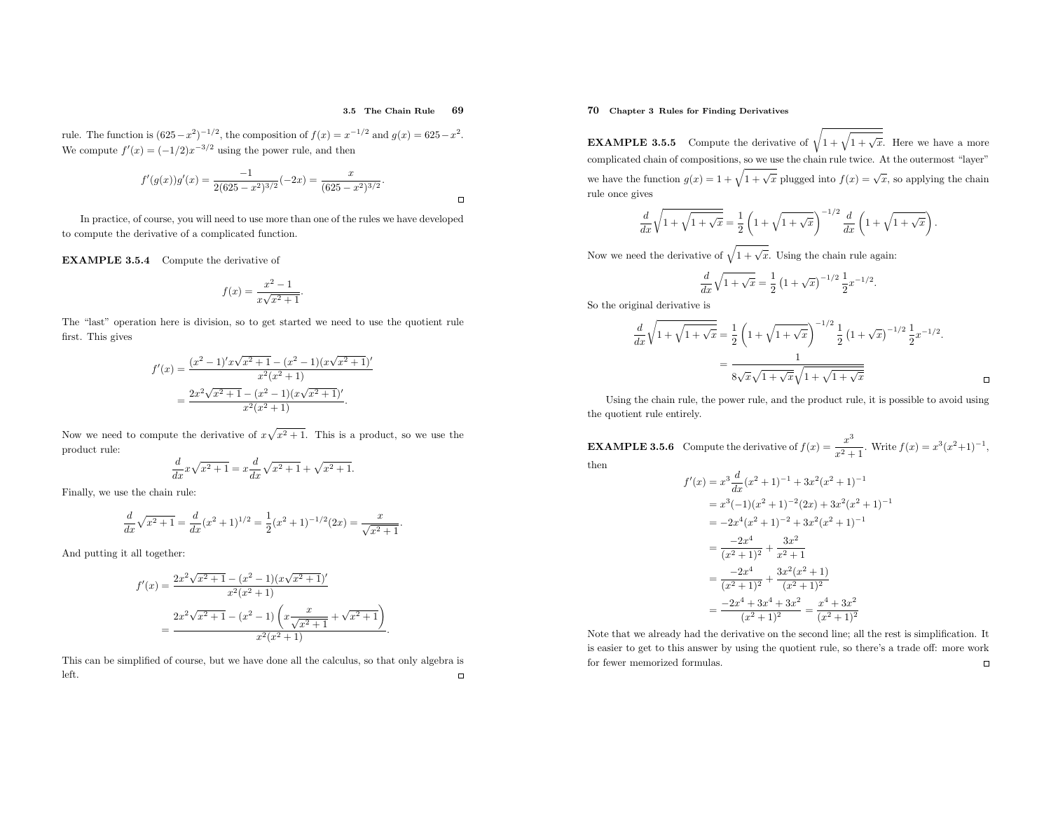rule. The function is $(625 - x^2)^{-1/2}$, the composition of $f(x) = x^{-1/2}$ and $g(x) = 625 - x^2$. We compute $f'(x) = (-1/2)x^{-3/2}$ using the power rule, and then

$$f'(g(x))g'(x) = \frac{-1}{2(625 - x^2)^{3/2}}(-2x) = \frac{x}{(625 - x^2)^{3/2}}.$$

□

In practice, of course, you will need to use more than one of the rules we have developed to compute the derivative of a complicated function.

**EXAMPLE 3.5.4** Compute the derivative of

$$f(x) = \frac{x^2 - 1}{x\sqrt{x^2 + 1}}.$$

The "last" operation here is division, so to get started we need to use the quotient rule first. This gives

$$\begin{aligned} f'(x) &= \frac{(x^2 - 1)' x\sqrt{x^2 + 1} - (x^2 - 1)(x\sqrt{x^2 + 1})'}{x^2(x^2 + 1)} \\ &= \frac{2x^2\sqrt{x^2 + 1} - (x^2 - 1)(x\sqrt{x^2 + 1})'}{x^2(x^2 + 1)}. \end{aligned}$$

Now we need to compute the derivative of $x\sqrt{x^2 + 1}$. This is a product, so we use the product rule:

$$\frac{d}{dx} x\sqrt{x^2 + 1} = x\frac{d}{dx}\sqrt{x^2 + 1} + \sqrt{x^2 + 1}.$$

Finally, we use the chain rule:

$$\frac{d}{dx}\sqrt{x^2 + 1} = \frac{d}{dx}(x^2 + 1)^{1/2} = \frac{1}{2}(x^2 + 1)^{-1/2}(2x) = \frac{x}{\sqrt{x^2 + 1}}.$$

And putting it all together:

$$\begin{aligned} f'(x) &= \frac{2x^2\sqrt{x^2 + 1} - (x^2 - 1)(x\sqrt{x^2 + 1})'}{x^2(x^2 + 1)} \\ &= \frac{2x^2\sqrt{x^2 + 1} - (x^2 - 1)\left(x\dfrac{x}{\sqrt{x^2 + 1}} + \sqrt{x^2 + 1}\right)}{x^2(x^2 + 1)}. \end{aligned}$$

This can be simplified of course, but we have done all the calculus, so that only algebra is left. □

**EXAMPLE 3.5.5** Compute the derivative of $\sqrt{1 + \sqrt{1 + \sqrt{x}}}$. Here we have a more complicated chain of compositions, so we use the chain rule twice. At the outermost "layer" we have the function $g(x) = 1 + \sqrt{1 + \sqrt{x}}$ plugged into $f(x) = \sqrt{x}$, so applying the chain rule once gives

$$\frac{d}{dx}\sqrt{1 + \sqrt{1 + \sqrt{x}}} = \frac{1}{2}\left(1 + \sqrt{1 + \sqrt{x}}\right)^{-1/2} \frac{d}{dx}\left(1 + \sqrt{1 + \sqrt{x}}\right).$$

Now we need the derivative of $\sqrt{1 + \sqrt{x}}$. Using the chain rule again:

$$\frac{d}{dx}\sqrt{1 + \sqrt{x}} = \frac{1}{2}\left(1 + \sqrt{x}\right)^{-1/2} \frac{1}{2}x^{-1/2}.$$

So the original derivative is

$$\begin{aligned} \frac{d}{dx}\sqrt{1 + \sqrt{1 + \sqrt{x}}} &= \frac{1}{2}\left(1 + \sqrt{1 + \sqrt{x}}\right)^{-1/2} \frac{1}{2}\left(1 + \sqrt{x}\right)^{-1/2} \frac{1}{2}x^{-1/2}. \\ &= \frac{1}{8\sqrt{x}\sqrt{1 + \sqrt{x}}\sqrt{1 + \sqrt{1 + \sqrt{x}}}} \end{aligned}$$

□

Using the chain rule, the power rule, and the product rule, it is possible to avoid using the quotient rule entirely.

**EXAMPLE 3.5.6** Compute the derivative of $f(x) = \dfrac{x^3}{x^2 + 1}$. Write $f(x) = x^3(x^2 + 1)^{-1}$, then

$$\begin{aligned} f'(x) &= x^3\frac{d}{dx}(x^2 + 1)^{-1} + 3x^2(x^2 + 1)^{-1} \\ &= x^3(-1)(x^2 + 1)^{-2}(2x) + 3x^2(x^2 + 1)^{-1} \\ &= -2x^4(x^2 + 1)^{-2} + 3x^2(x^2 + 1)^{-1} \\ &= \frac{-2x^4}{(x^2 + 1)^2} + \frac{3x^2}{x^2 + 1} \\ &= \frac{-2x^4}{(x^2 + 1)^2} + \frac{3x^2(x^2 + 1)}{(x^2 + 1)^2} \\ &= \frac{-2x^4 + 3x^4 + 3x^2}{(x^2 + 1)^2} = \frac{x^4 + 3x^2}{(x^2 + 1)^2} \end{aligned}$$

Note that we already had the derivative on the second line; all the rest is simplification. It is easier to get to this answer by using the quotient rule, so there's a trade off: more work for fewer memorized formulas. □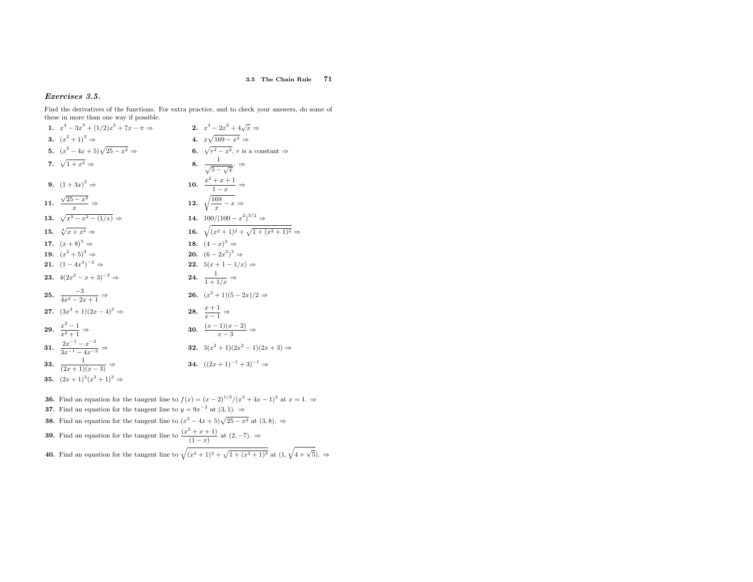### *Exercises 3.5.*

Find the derivatives of the functions. For extra practice, and to check your answers, do some of these in more than one way if possible.

**1.** $x^4 - 3x^3 + (1/2)x^2 + 7x - \pi \Rightarrow$

**2.** $x^3 - 2x^2 + 4\sqrt{x} \Rightarrow$

**3.** $(x^2 + 1)^3 \Rightarrow$

**4.** $x\sqrt{169 - x^2} \Rightarrow$

**5.** $(x^2 - 4x + 5)\sqrt{25 - x^2} \Rightarrow$

**6.** $\sqrt{r^2 - x^2}$, $r$ is a constant $\Rightarrow$

**7.** $\sqrt{1 + x^4} \Rightarrow$

**8.** $\dfrac{1}{\sqrt{5 - \sqrt{x}}}$. $\Rightarrow$

**9.** $(1 + 3x)^2 \Rightarrow$

**10.** $\dfrac{x^2 + x + 1}{1 - x} \Rightarrow$

**11.** $\dfrac{\sqrt{25 - x^2}}{x} \Rightarrow$

**12.** $\sqrt{\dfrac{169}{x} - x} \Rightarrow$

**13.** $\sqrt{x^3 - x^2 - (1/x)} \Rightarrow$

**14.** $100/(100 - x^2)^{3/2} \Rightarrow$

**15.** $\sqrt[3]{x + x^3} \Rightarrow$

**16.** $\sqrt{(x^2 + 1)^2 + \sqrt{1 + (x^2 + 1)^2}} \Rightarrow$

**17.** $(x + 8)^5 \Rightarrow$

**18.** $(4 - x)^3 \Rightarrow$

**19.** $(x^2 + 5)^3 \Rightarrow$

**20.** $(6 - 2x^2)^3 \Rightarrow$

**21.** $(1 - 4x^3)^{-2} \Rightarrow$

**22.** $5(x + 1 - 1/x) \Rightarrow$

**23.** $4(2x^2 - x + 3)^{-2} \Rightarrow$

**24.** $\dfrac{1}{1 + 1/x} \Rightarrow$

**25.** $\dfrac{-3}{4x^2 - 2x + 1} \Rightarrow$

**26.** $(x^2 + 1)(5 - 2x)/2 \Rightarrow$

**27.** $(3x^2 + 1)(2x - 4)^3 \Rightarrow$

**28.** $\dfrac{x + 1}{x - 1} \Rightarrow$

**29.** $\dfrac{x^2 - 1}{x^2 + 1} \Rightarrow$

**30.** $\dfrac{(x - 1)(x - 2)}{x - 3} \Rightarrow$

**31.** $\dfrac{2x^{-1} - x^{-2}}{3x^{-1} - 4x^{-2}} \Rightarrow$

**32.** $3(x^2 + 1)(2x^2 - 1)(2x + 3) \Rightarrow$

**33.** $\dfrac{1}{(2x + 1)(x - 3)} \Rightarrow$

**34.** $((2x + 1)^{-1} + 3)^{-1} \Rightarrow$

**35.** $(2x + 1)^3(x^2 + 1)^2 \Rightarrow$

**36.** Find an equation for the tangent line to $f(x) = (x - 2)^{1/3}/(x^3 + 4x - 1)^2$ at $x = 1$. $\Rightarrow$

**37.** Find an equation for the tangent line to $y = 9x^{-2}$ at $(3, 1)$. $\Rightarrow$

**38.** Find an equation for the tangent line to $(x^2 - 4x + 5)\sqrt{25 - x^2}$ at $(3, 8)$. $\Rightarrow$

**39.** Find an equation for the tangent line to $\dfrac{(x^2 + x + 1)}{(1 - x)}$ at $(2, -7)$. $\Rightarrow$

**40.** Find an equation for the tangent line to $\sqrt{(x^2 + 1)^2 + \sqrt{1 + (x^2 + 1)^2}}$ at $(1, \sqrt{4 + \sqrt{5}})$. $\Rightarrow$